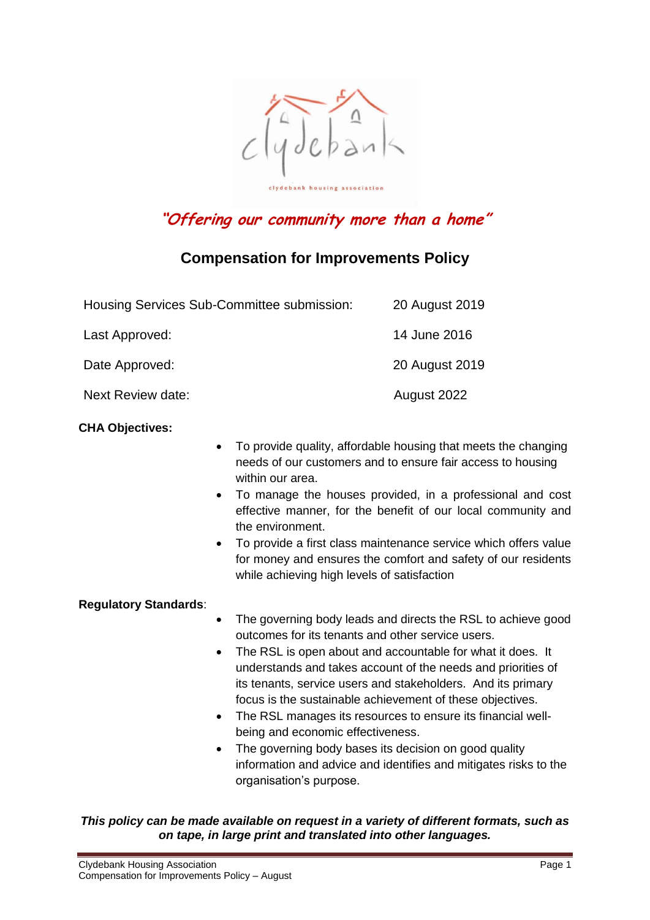*"Offering our community more than a home"*

# Compensation for Improvements Policy

| | |
|---|---|
| Housing Services Sub-Committee submission: | 20 August 2019 |
| Last Approved: | 14 June 2016 |
| Date Approved: | 20 August 2019 |
| Next Review date: | August 2022 |

**CHA Objectives:**

- To provide quality, affordable housing that meets the changing needs of our customers and to ensure fair access to housing within our area.
- To manage the houses provided, in a professional and cost effective manner, for the benefit of our local community and the environment.
- To provide a first class maintenance service which offers value for money and ensures the comfort and safety of our residents while achieving high levels of satisfaction

**Regulatory Standards**:

- The governing body leads and directs the RSL to achieve good outcomes for its tenants and other service users.
- The RSL is open about and accountable for what it does. It understands and takes account of the needs and priorities of its tenants, service users and stakeholders. And its primary focus is the sustainable achievement of these objectives.
- The RSL manages its resources to ensure its financial well-being and economic effectiveness.
- The governing body bases its decision on good quality information and advice and identifies and mitigates risks to the organisation's purpose.

***This policy can be made available on request in a variety of different formats, such as on tape, in large print and translated into other languages.***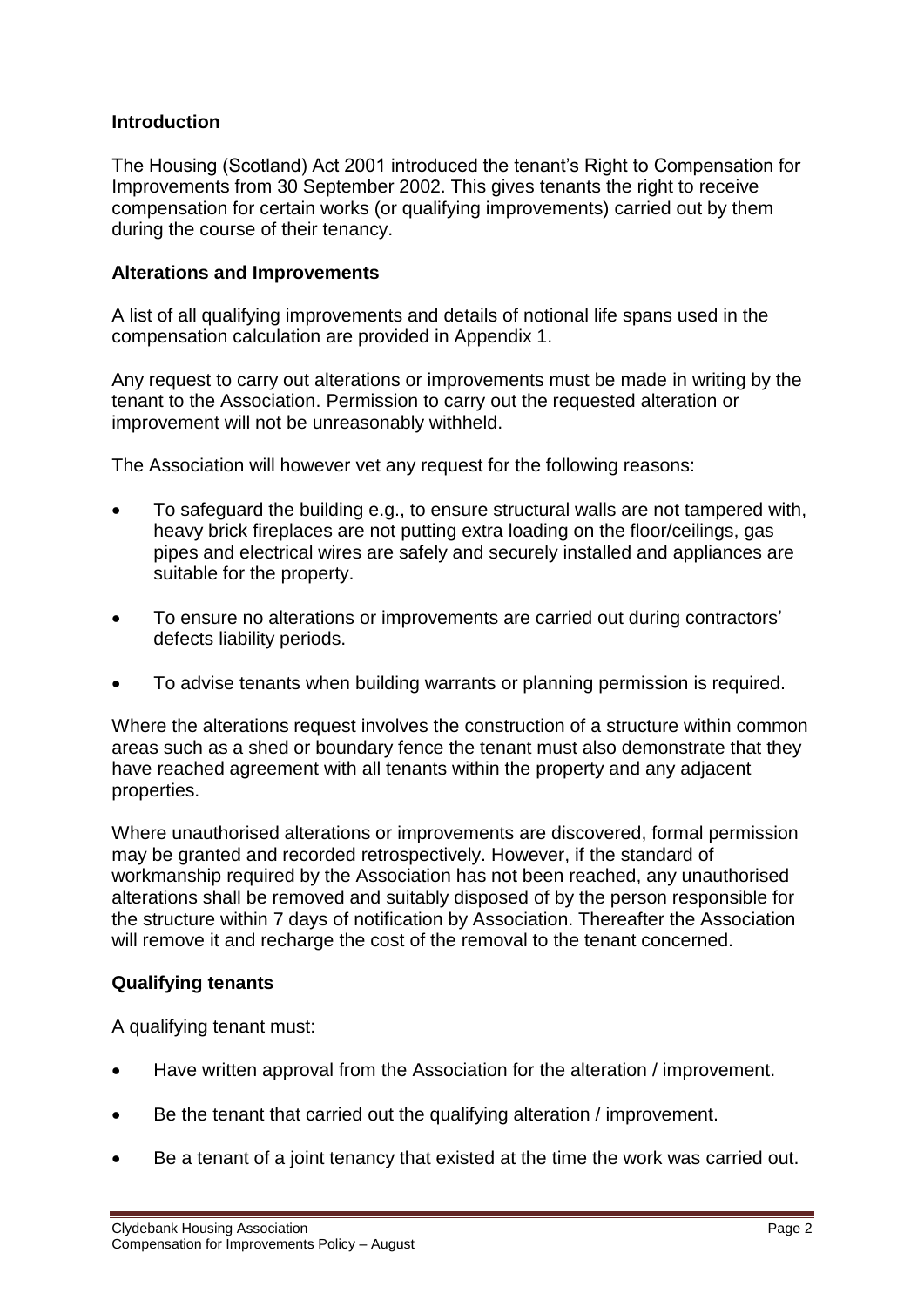## Introduction

The Housing (Scotland) Act 2001 introduced the tenant's Right to Compensation for Improvements from 30 September 2002. This gives tenants the right to receive compensation for certain works (or qualifying improvements) carried out by them during the course of their tenancy.

## Alterations and Improvements

A list of all qualifying improvements and details of notional life spans used in the compensation calculation are provided in Appendix 1.

Any request to carry out alterations or improvements must be made in writing by the tenant to the Association. Permission to carry out the requested alteration or improvement will not be unreasonably withheld.

The Association will however vet any request for the following reasons:

- To safeguard the building e.g., to ensure structural walls are not tampered with, heavy brick fireplaces are not putting extra loading on the floor/ceilings, gas pipes and electrical wires are safely and securely installed and appliances are suitable for the property.
- To ensure no alterations or improvements are carried out during contractors' defects liability periods.
- To advise tenants when building warrants or planning permission is required.

Where the alterations request involves the construction of a structure within common areas such as a shed or boundary fence the tenant must also demonstrate that they have reached agreement with all tenants within the property and any adjacent properties.

Where unauthorised alterations or improvements are discovered, formal permission may be granted and recorded retrospectively. However, if the standard of workmanship required by the Association has not been reached, any unauthorised alterations shall be removed and suitably disposed of by the person responsible for the structure within 7 days of notification by Association. Thereafter the Association will remove it and recharge the cost of the removal to the tenant concerned.

## Qualifying tenants

A qualifying tenant must:

- Have written approval from the Association for the alteration / improvement.
- Be the tenant that carried out the qualifying alteration / improvement.
- Be a tenant of a joint tenancy that existed at the time the work was carried out.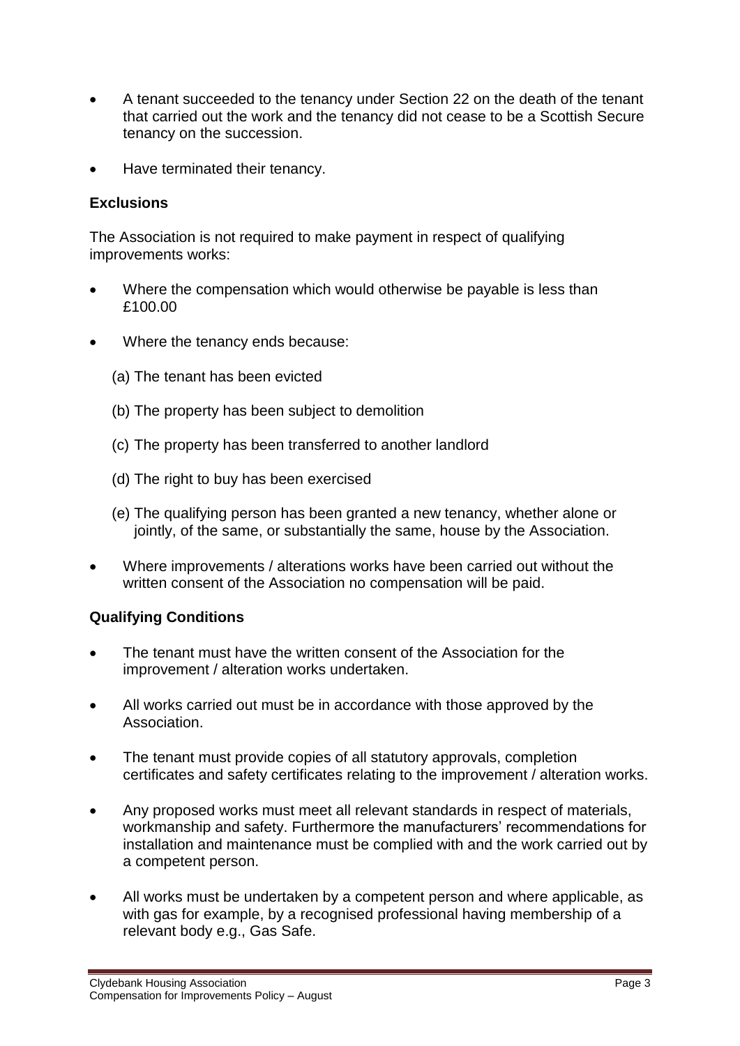- A tenant succeeded to the tenancy under Section 22 on the death of the tenant that carried out the work and the tenancy did not cease to be a Scottish Secure tenancy on the succession.
- Have terminated their tenancy.

**Exclusions**

The Association is not required to make payment in respect of qualifying improvements works:

- Where the compensation which would otherwise be payable is less than £100.00
- Where the tenancy ends because:
  - (a) The tenant has been evicted
  - (b) The property has been subject to demolition
  - (c) The property has been transferred to another landlord
  - (d) The right to buy has been exercised
  - (e) The qualifying person has been granted a new tenancy, whether alone or jointly, of the same, or substantially the same, house by the Association.
- Where improvements / alterations works have been carried out without the written consent of the Association no compensation will be paid.

**Qualifying Conditions**

- The tenant must have the written consent of the Association for the improvement / alteration works undertaken.
- All works carried out must be in accordance with those approved by the Association.
- The tenant must provide copies of all statutory approvals, completion certificates and safety certificates relating to the improvement / alteration works.
- Any proposed works must meet all relevant standards in respect of materials, workmanship and safety. Furthermore the manufacturers' recommendations for installation and maintenance must be complied with and the work carried out by a competent person.
- All works must be undertaken by a competent person and where applicable, as with gas for example, by a recognised professional having membership of a relevant body e.g., Gas Safe.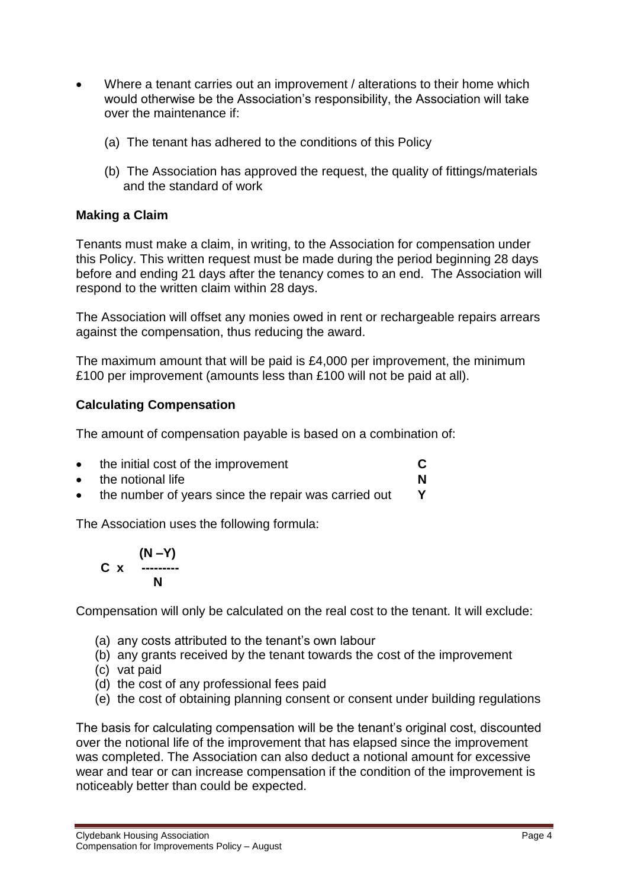- Where a tenant carries out an improvement / alterations to their home which would otherwise be the Association's responsibility, the Association will take over the maintenance if:

  (a) The tenant has adhered to the conditions of this Policy

  (b) The Association has approved the request, the quality of fittings/materials and the standard of work

**Making a Claim**

Tenants must make a claim, in writing, to the Association for compensation under this Policy. This written request must be made during the period beginning 28 days before and ending 21 days after the tenancy comes to an end. The Association will respond to the written claim within 28 days.

The Association will offset any monies owed in rent or rechargeable repairs arrears against the compensation, thus reducing the award.

The maximum amount that will be paid is £4,000 per improvement, the minimum £100 per improvement (amounts less than £100 will not be paid at all).

**Calculating Compensation**

The amount of compensation payable is based on a combination of:

- the initial cost of the improvement **C**
- the notional life **N**
- the number of years since the repair was carried out **Y**

The Association uses the following formula:

$$C \times \frac{(N - Y)}{N}$$

Compensation will only be calculated on the real cost to the tenant. It will exclude:

(a) any costs attributed to the tenant's own labour
(b) any grants received by the tenant towards the cost of the improvement
(c) vat paid
(d) the cost of any professional fees paid
(e) the cost of obtaining planning consent or consent under building regulations

The basis for calculating compensation will be the tenant's original cost, discounted over the notional life of the improvement that has elapsed since the improvement was completed. The Association can also deduct a notional amount for excessive wear and tear or can increase compensation if the condition of the improvement is noticeably better than could be expected.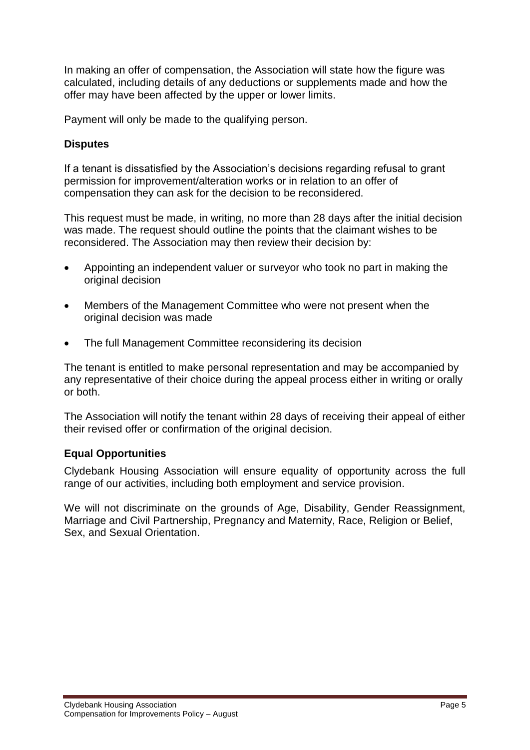In making an offer of compensation, the Association will state how the figure was calculated, including details of any deductions or supplements made and how the offer may have been affected by the upper or lower limits.

Payment will only be made to the qualifying person.

### Disputes

If a tenant is dissatisfied by the Association's decisions regarding refusal to grant permission for improvement/alteration works or in relation to an offer of compensation they can ask for the decision to be reconsidered.

This request must be made, in writing, no more than 28 days after the initial decision was made. The request should outline the points that the claimant wishes to be reconsidered. The Association may then review their decision by:

- Appointing an independent valuer or surveyor who took no part in making the original decision
- Members of the Management Committee who were not present when the original decision was made
- The full Management Committee reconsidering its decision

The tenant is entitled to make personal representation and may be accompanied by any representative of their choice during the appeal process either in writing or orally or both.

The Association will notify the tenant within 28 days of receiving their appeal of either their revised offer or confirmation of the original decision.

### Equal Opportunities

Clydebank Housing Association will ensure equality of opportunity across the full range of our activities, including both employment and service provision.

We will not discriminate on the grounds of Age, Disability, Gender Reassignment, Marriage and Civil Partnership, Pregnancy and Maternity, Race, Religion or Belief, Sex, and Sexual Orientation.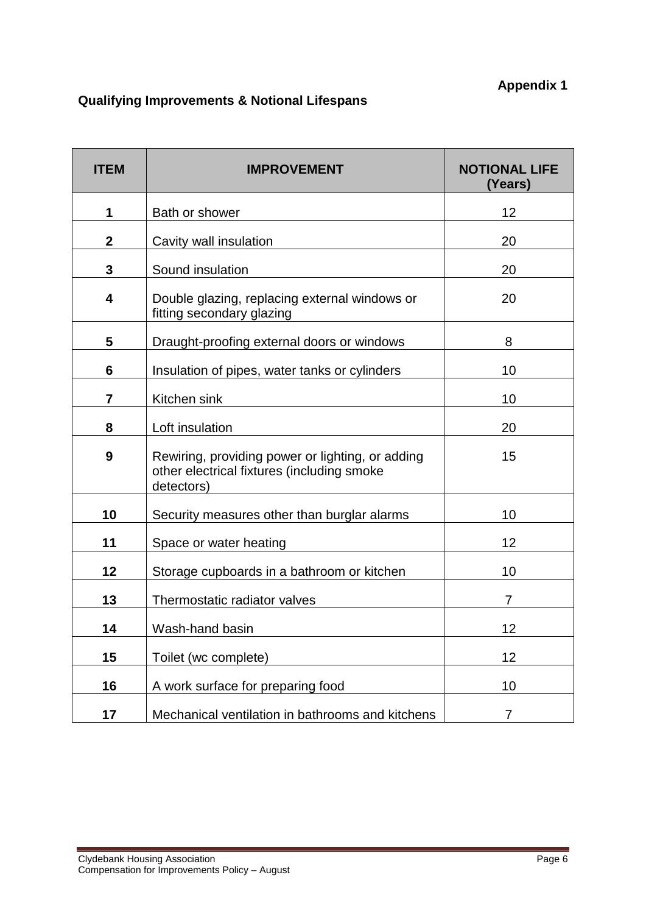**Appendix 1**

## Qualifying Improvements & Notional Lifespans

| ITEM | IMPROVEMENT | NOTIONAL LIFE (Years) |
|---|---|---|
| **1** | Bath or shower | 12 |
| **2** | Cavity wall insulation | 20 |
| **3** | Sound insulation | 20 |
| **4** | Double glazing, replacing external windows or fitting secondary glazing | 20 |
| **5** | Draught-proofing external doors or windows | 8 |
| **6** | Insulation of pipes, water tanks or cylinders | 10 |
| **7** | Kitchen sink | 10 |
| **8** | Loft insulation | 20 |
| **9** | Rewiring, providing power or lighting, or adding other electrical fixtures (including smoke detectors) | 15 |
| **10** | Security measures other than burglar alarms | 10 |
| **11** | Space or water heating | 12 |
| **12** | Storage cupboards in a bathroom or kitchen | 10 |
| **13** | Thermostatic radiator valves | 7 |
| **14** | Wash-hand basin | 12 |
| **15** | Toilet (wc complete) | 12 |
| **16** | A work surface for preparing food | 10 |
| **17** | Mechanical ventilation in bathrooms and kitchens | 7 |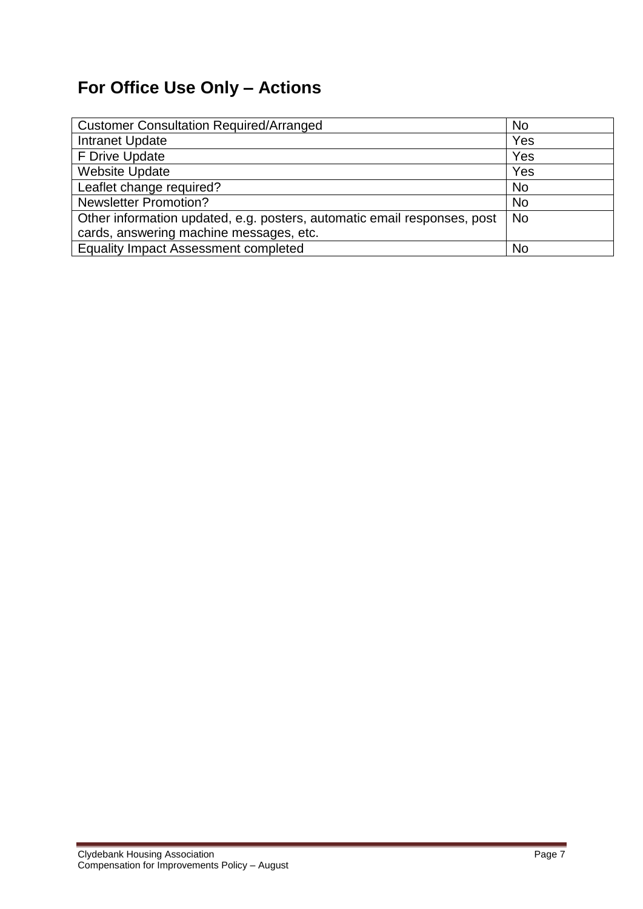## For Office Use Only – Actions

| | |
|---|---|
| Customer Consultation Required/Arranged | No |
| Intranet Update | Yes |
| F Drive Update | Yes |
| Website Update | Yes |
| Leaflet change required? | No |
| Newsletter Promotion? | No |
| Other information updated, e.g. posters, automatic email responses, post cards, answering machine messages, etc. | No |
| Equality Impact Assessment completed | No |